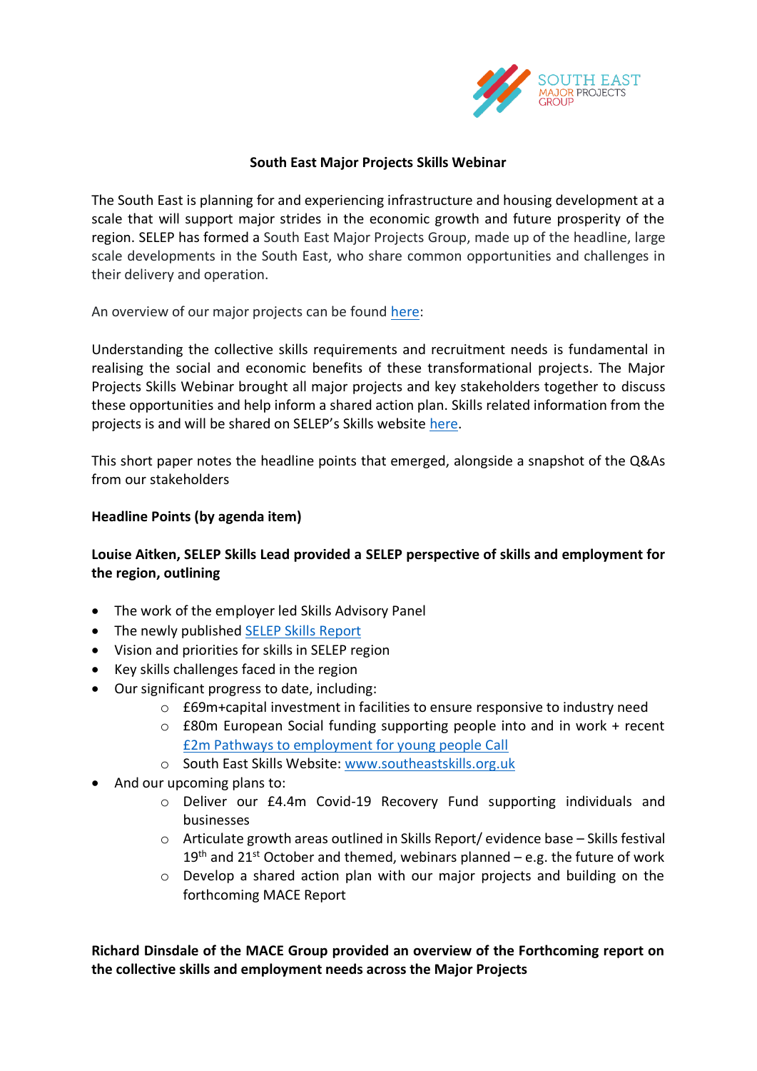# South East Major Projects Skills Webinar

The South East is planning for and experiencing infrastructure and housing development at a scale that will support major strides in the economic growth and future prosperity of the region. SELEP has formed a South East Major Projects Group, made up of the headline, large scale developments in the South East, who share common opportunities and challenges in their delivery and operation.

An overview of our major projects can be found here:

Understanding the collective skills requirements and recruitment needs is fundamental in realising the social and economic benefits of these transformational projects. The Major Projects Skills Webinar brought all major projects and key stakeholders together to discuss these opportunities and help inform a shared action plan. Skills related information from the projects is and will be shared on SELEP's Skills website here.

This short paper notes the headline points that emerged, alongside a snapshot of the Q&As from our stakeholders

## Headline Points (by agenda item)

### Louise Aitken, SELEP Skills Lead provided a SELEP perspective of skills and employment for the region, outlining

- The work of the employer led Skills Advisory Panel
- The newly published SELEP Skills Report
- Vision and priorities for skills in SELEP region
- Key skills challenges faced in the region
- Our significant progress to date, including:
  - £69m+capital investment in facilities to ensure responsive to industry need
  - £80m European Social funding supporting people into and in work + recent £2m Pathways to employment for young people Call
  - South East Skills Website: www.southeastskills.org.uk
- And our upcoming plans to:
  - Deliver our £4.4m Covid-19 Recovery Fund supporting individuals and businesses
  - Articulate growth areas outlined in Skills Report/ evidence base – Skills festival 19th and 21st October and themed, webinars planned – e.g. the future of work
  - Develop a shared action plan with our major projects and building on the forthcoming MACE Report

### Richard Dinsdale of the MACE Group provided an overview of the Forthcoming report on the collective skills and employment needs across the Major Projects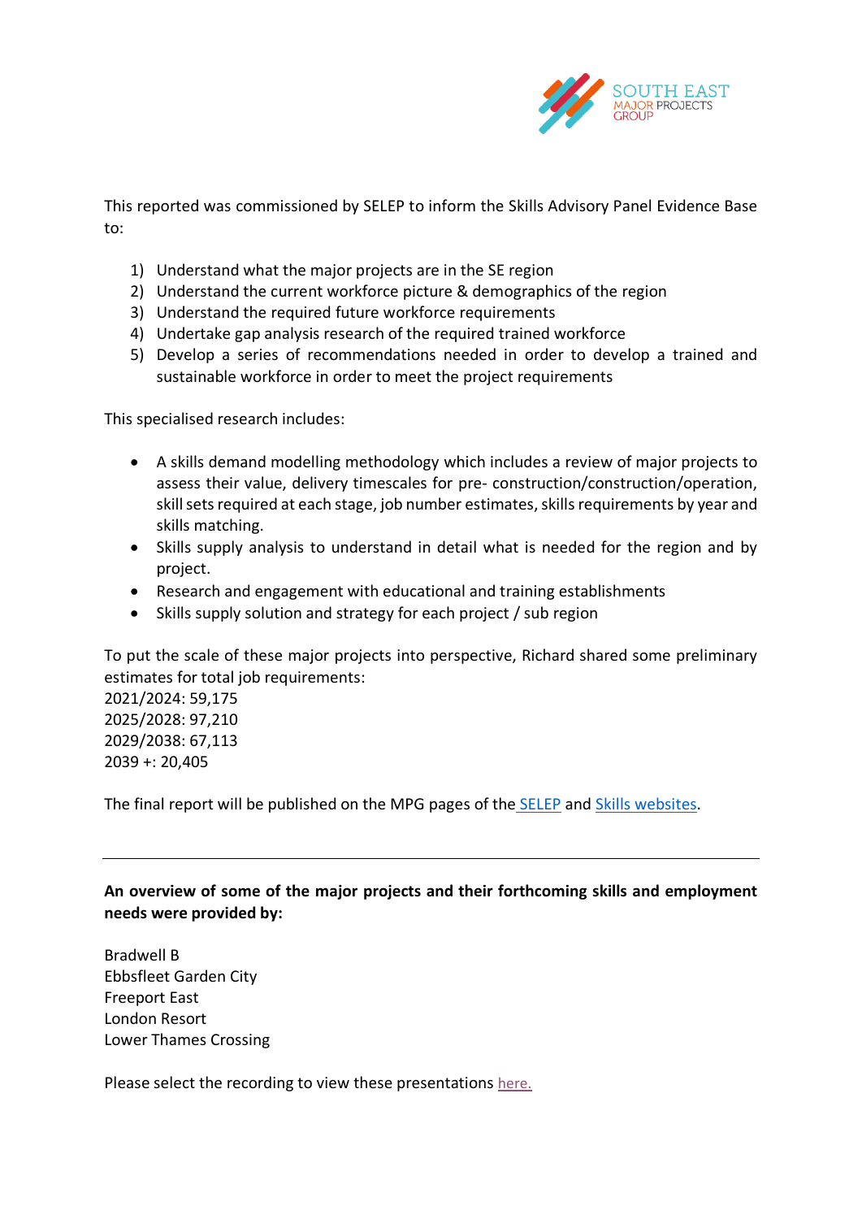This reported was commissioned by SELEP to inform the Skills Advisory Panel Evidence Base to:

1) Understand what the major projects are in the SE region
2) Understand the current workforce picture & demographics of the region
3) Understand the required future workforce requirements
4) Undertake gap analysis research of the required trained workforce
5) Develop a series of recommendations needed in order to develop a trained and sustainable workforce in order to meet the project requirements

This specialised research includes:

- A skills demand modelling methodology which includes a review of major projects to assess their value, delivery timescales for pre- construction/construction/operation, skill sets required at each stage, job number estimates, skills requirements by year and skills matching.
- Skills supply analysis to understand in detail what is needed for the region and by project.
- Research and engagement with educational and training establishments
- Skills supply solution and strategy for each project / sub region

To put the scale of these major projects into perspective, Richard shared some preliminary estimates for total job requirements:
2021/2024: 59,175
2025/2028: 97,210
2029/2038: 67,113
2039 +: 20,405

The final report will be published on the MPG pages of the SELEP and Skills websites.

---

**An overview of some of the major projects and their forthcoming skills and employment needs were provided by:**

Bradwell B
Ebbsfleet Garden City
Freeport East
London Resort
Lower Thames Crossing

Please select the recording to view these presentations here.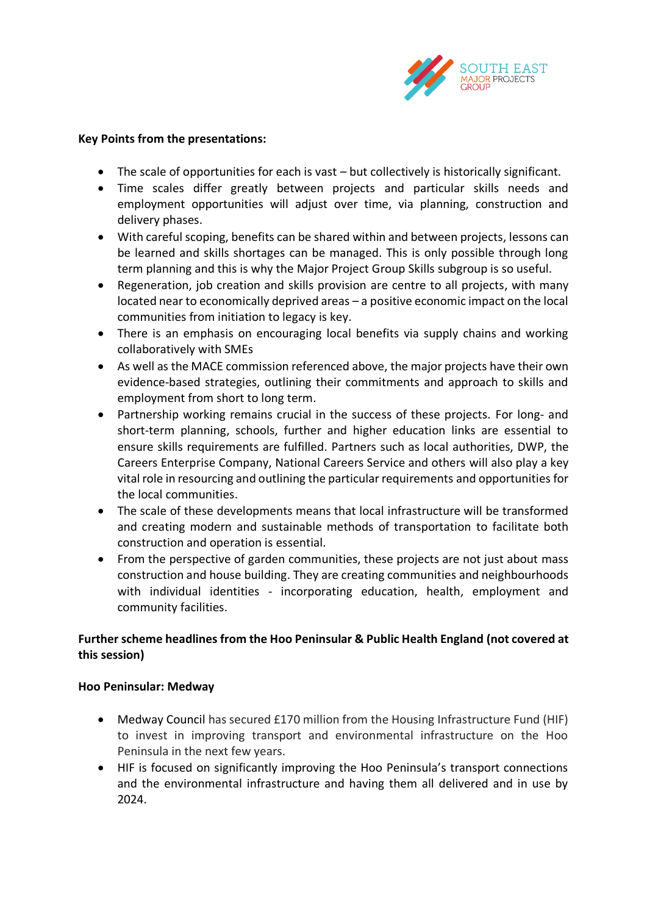**Key Points from the presentations:**

- The scale of opportunities for each is vast – but collectively is historically significant.
- Time scales differ greatly between projects and particular skills needs and employment opportunities will adjust over time, via planning, construction and delivery phases.
- With careful scoping, benefits can be shared within and between projects, lessons can be learned and skills shortages can be managed. This is only possible through long term planning and this is why the Major Project Group Skills subgroup is so useful.
- Regeneration, job creation and skills provision are centre to all projects, with many located near to economically deprived areas – a positive economic impact on the local communities from initiation to legacy is key.
- There is an emphasis on encouraging local benefits via supply chains and working collaboratively with SMEs
- As well as the MACE commission referenced above, the major projects have their own evidence-based strategies, outlining their commitments and approach to skills and employment from short to long term.
- Partnership working remains crucial in the success of these projects. For long- and short-term planning, schools, further and higher education links are essential to ensure skills requirements are fulfilled. Partners such as local authorities, DWP, the Careers Enterprise Company, National Careers Service and others will also play a key vital role in resourcing and outlining the particular requirements and opportunities for the local communities.
- The scale of these developments means that local infrastructure will be transformed and creating modern and sustainable methods of transportation to facilitate both construction and operation is essential.
- From the perspective of garden communities, these projects are not just about mass construction and house building. They are creating communities and neighbourhoods with individual identities - incorporating education, health, employment and community facilities.

**Further scheme headlines from the Hoo Peninsular & Public Health England (not covered at this session)**

**Hoo Peninsular: Medway**

- Medway Council has secured £170 million from the Housing Infrastructure Fund (HIF) to invest in improving transport and environmental infrastructure on the Hoo Peninsula in the next few years.
- HIF is focused on significantly improving the Hoo Peninsula's transport connections and the environmental infrastructure and having them all delivered and in use by 2024.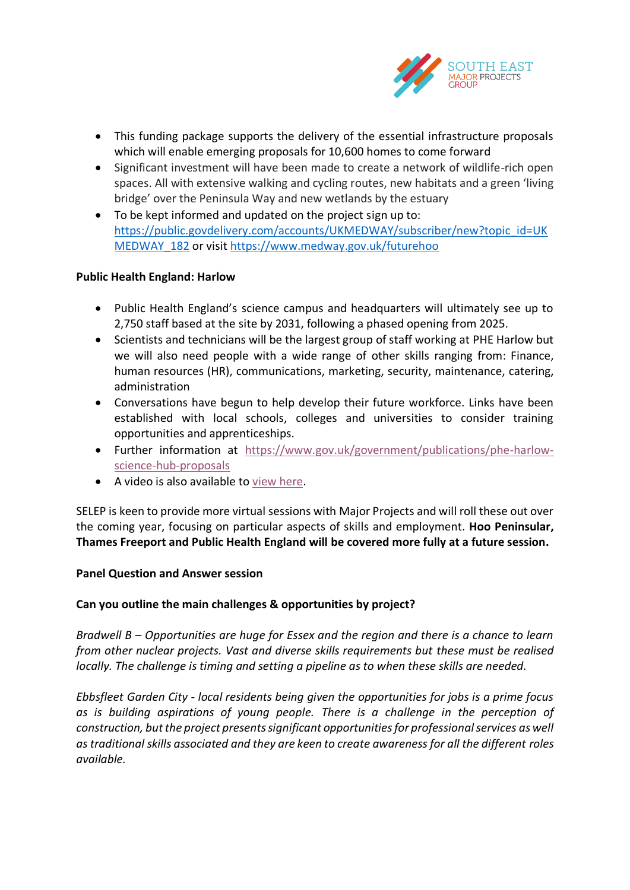- This funding package supports the delivery of the essential infrastructure proposals which will enable emerging proposals for 10,600 homes to come forward
- Significant investment will have been made to create a network of wildlife-rich open spaces. All with extensive walking and cycling routes, new habitats and a green 'living bridge' over the Peninsula Way and new wetlands by the estuary
- To be kept informed and updated on the project sign up to: https://public.govdelivery.com/accounts/UKMEDWAY/subscriber/new?topic_id=UKMEDWAY_182 or visit https://www.medway.gov.uk/futurehoo

**Public Health England: Harlow**

- Public Health England's science campus and headquarters will ultimately see up to 2,750 staff based at the site by 2031, following a phased opening from 2025.
- Scientists and technicians will be the largest group of staff working at PHE Harlow but we will also need people with a wide range of other skills ranging from: Finance, human resources (HR), communications, marketing, security, maintenance, catering, administration
- Conversations have begun to help develop their future workforce. Links have been established with local schools, colleges and universities to consider training opportunities and apprenticeships.
- Further information at https://www.gov.uk/government/publications/phe-harlow-science-hub-proposals
- A video is also available to view here.

SELEP is keen to provide more virtual sessions with Major Projects and will roll these out over the coming year, focusing on particular aspects of skills and employment. **Hoo Peninsular, Thames Freeport and Public Health England will be covered more fully at a future session.**

**Panel Question and Answer session**

**Can you outline the main challenges & opportunities by project?**

*Bradwell B – Opportunities are huge for Essex and the region and there is a chance to learn from other nuclear projects. Vast and diverse skills requirements but these must be realised locally. The challenge is timing and setting a pipeline as to when these skills are needed.*

*Ebbsfleet Garden City - local residents being given the opportunities for jobs is a prime focus as is building aspirations of young people. There is a challenge in the perception of construction, but the project presents significant opportunities for professional services as well as traditional skills associated and they are keen to create awareness for all the different roles available.*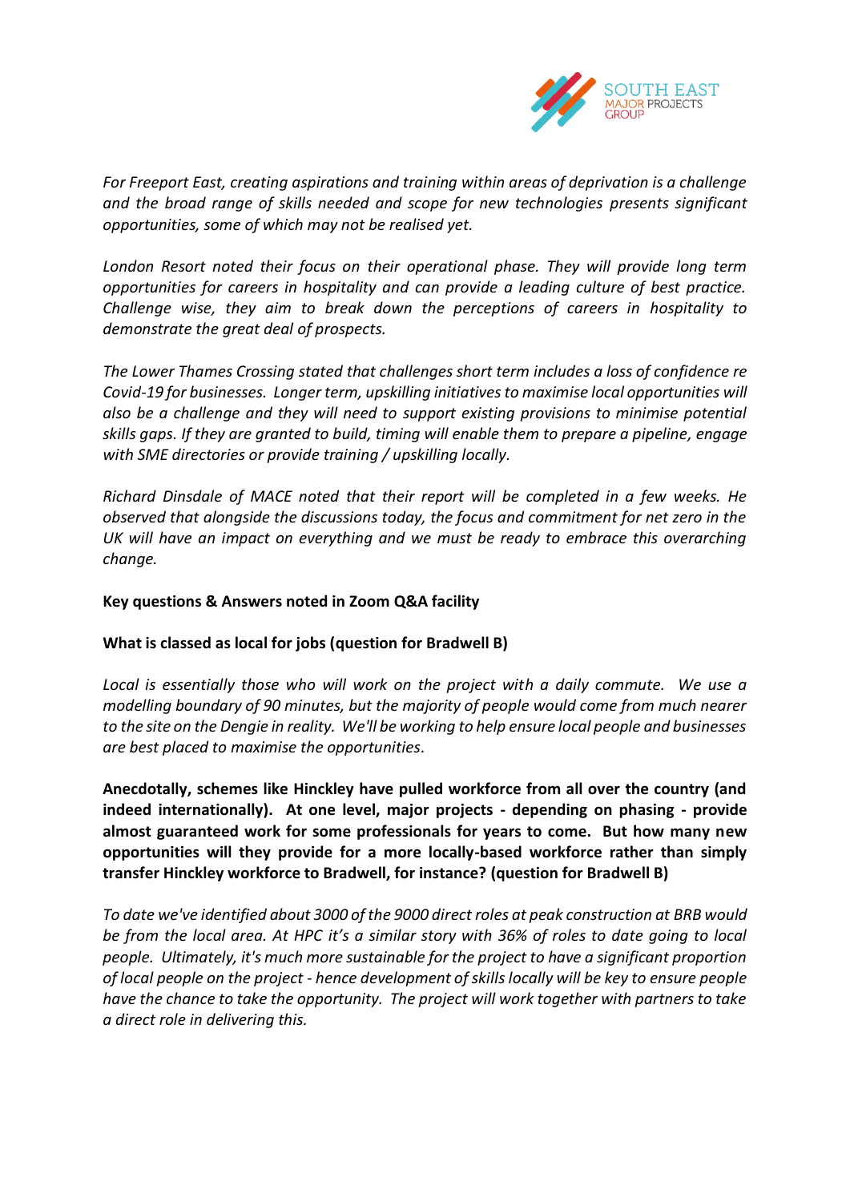*For Freeport East, creating aspirations and training within areas of deprivation is a challenge and the broad range of skills needed and scope for new technologies presents significant opportunities, some of which may not be realised yet.*

*London Resort noted their focus on their operational phase. They will provide long term opportunities for careers in hospitality and can provide a leading culture of best practice. Challenge wise, they aim to break down the perceptions of careers in hospitality to demonstrate the great deal of prospects.*

*The Lower Thames Crossing stated that challenges short term includes a loss of confidence re Covid-19 for businesses. Longer term, upskilling initiatives to maximise local opportunities will also be a challenge and they will need to support existing provisions to minimise potential skills gaps. If they are granted to build, timing will enable them to prepare a pipeline, engage with SME directories or provide training / upskilling locally.*

*Richard Dinsdale of MACE noted that their report will be completed in a few weeks. He observed that alongside the discussions today, the focus and commitment for net zero in the UK will have an impact on everything and we must be ready to embrace this overarching change.*

**Key questions & Answers noted in Zoom Q&A facility**

**What is classed as local for jobs (question for Bradwell B)**

*Local is essentially those who will work on the project with a daily commute. We use a modelling boundary of 90 minutes, but the majority of people would come from much nearer to the site on the Dengie in reality. We'll be working to help ensure local people and businesses are best placed to maximise the opportunities*.

**Anecdotally, schemes like Hinckley have pulled workforce from all over the country (and indeed internationally). At one level, major projects - depending on phasing - provide almost guaranteed work for some professionals for years to come. But how many new opportunities will they provide for a more locally-based workforce rather than simply transfer Hinckley workforce to Bradwell, for instance? (question for Bradwell B)**

*To date we've identified about 3000 of the 9000 direct roles at peak construction at BRB would be from the local area. At HPC it's a similar story with 36% of roles to date going to local people. Ultimately, it's much more sustainable for the project to have a significant proportion of local people on the project - hence development of skills locally will be key to ensure people have the chance to take the opportunity. The project will work together with partners to take a direct role in delivering this.*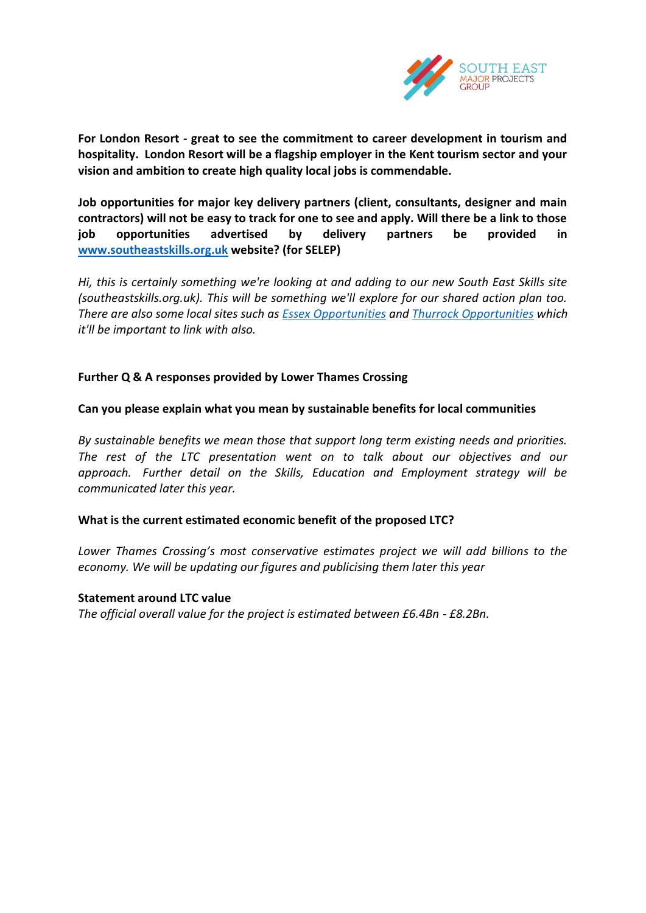**For London Resort - great to see the commitment to career development in tourism and hospitality. London Resort will be a flagship employer in the Kent tourism sector and your vision and ambition to create high quality local jobs is commendable.**

**Job opportunities for major key delivery partners (client, consultants, designer and main contractors) will not be easy to track for one to see and apply. Will there be a link to those job opportunities advertised by delivery partners be provided in [www.southeastskills.org.uk](http://www.southeastskills.org.uk) website? (for SELEP)**

*Hi, this is certainly something we're looking at and adding to our new South East Skills site (southeastskills.org.uk). This will be something we'll explore for our shared action plan too. There are also some local sites such as [Essex Opportunities]() and [Thurrock Opportunities]() which it'll be important to link with also.*

**Further Q & A responses provided by Lower Thames Crossing**

**Can you please explain what you mean by sustainable benefits for local communities**

*By sustainable benefits we mean those that support long term existing needs and priorities. The rest of the LTC presentation went on to talk about our objectives and our approach. Further detail on the Skills, Education and Employment strategy will be communicated later this year.*

**What is the current estimated economic benefit of the proposed LTC?**

*Lower Thames Crossing's most conservative estimates project we will add billions to the economy. We will be updating our figures and publicising them later this year*

**Statement around LTC value**

*The official overall value for the project is estimated between £6.4Bn - £8.2Bn.*